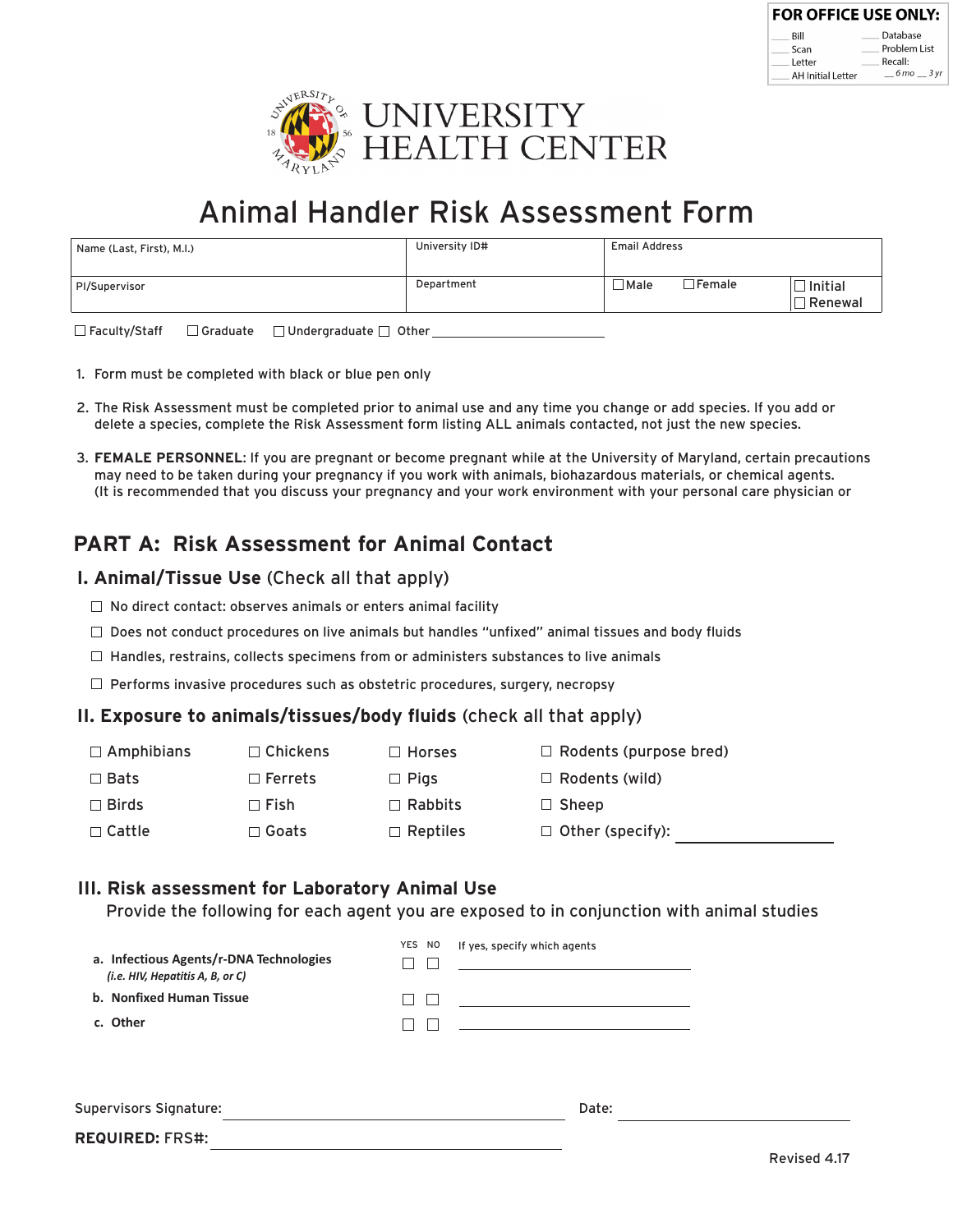| FOR OFFICE USE ONLY: | |
|---|---|
| ___ Bill | ___ Database |
| ___ Scan | ___ Problem List |
| ___ Letter | ___ Recall: |
| ___ AH Initial Letter | ___ 6 mo ___ 3 yr |

UNIVERSITY OF MARYLAND 1856

# UNIVERSITY HEALTH CENTER

# Animal Handler Risk Assessment Form

| Name (Last, First), M.I.) | University ID# | Email Address | |
|---|---|---|---|
| PI/Supervisor | Department | ☐ Male ☐ Female | ☐ Initial ☐ Renewal |

☐ Faculty/Staff ☐ Graduate ☐ Undergraduate ☐ Other ____________________

1. Form must be completed with black or blue pen only
2. The Risk Assessment must be completed prior to animal use and any time you change or add species. If you add or delete a species, complete the Risk Assessment form listing ALL animals contacted, not just the new species.
3. **FEMALE PERSONNEL**: If you are pregnant or become pregnant while at the University of Maryland, certain precautions may need to be taken during your pregnancy if you work with animals, biohazardous materials, or chemical agents. (It is recommended that you discuss your pregnancy and your work environment with your personal care physician or

## PART A: Risk Assessment for Animal Contact

### I. Animal/Tissue Use (Check all that apply)

☐ No direct contact: observes animals or enters animal facility

☐ Does not conduct procedures on live animals but handles "unfixed" animal tissues and body fluids

☐ Handles, restrains, collects specimens from or administers substances to live animals

☐ Performs invasive procedures such as obstetric procedures, surgery, necropsy

### II. Exposure to animals/tissues/body fluids (check all that apply)

| | | | |
|---|---|---|---|
| ☐ Amphibians | ☐ Chickens | ☐ Horses | ☐ Rodents (purpose bred) |
| ☐ Bats | ☐ Ferrets | ☐ Pigs | ☐ Rodents (wild) |
| ☐ Birds | ☐ Fish | ☐ Rabbits | ☐ Sheep |
| ☐ Cattle | ☐ Goats | ☐ Reptiles | ☐ Other (specify): ____________ |

### III. Risk assessment for Laboratory Animal Use

Provide the following for each agent you are exposed to in conjunction with animal studies

| | YES | NO | If yes, specify which agents |
|---|---|---|---|
| a. **Infectious Agents/r-DNA Technologies** *(i.e. HIV, Hepatitis A, B, or C)* | ☐ | ☐ | ____________ |
| b. **Nonfixed Human Tissue** | ☐ | ☐ | ____________ |
| c. **Other** | ☐ | ☐ | ____________ |

Supervisors Signature: ______________________ Date: ____________

**REQUIRED:** FRS#: ______________________

Revised 4.17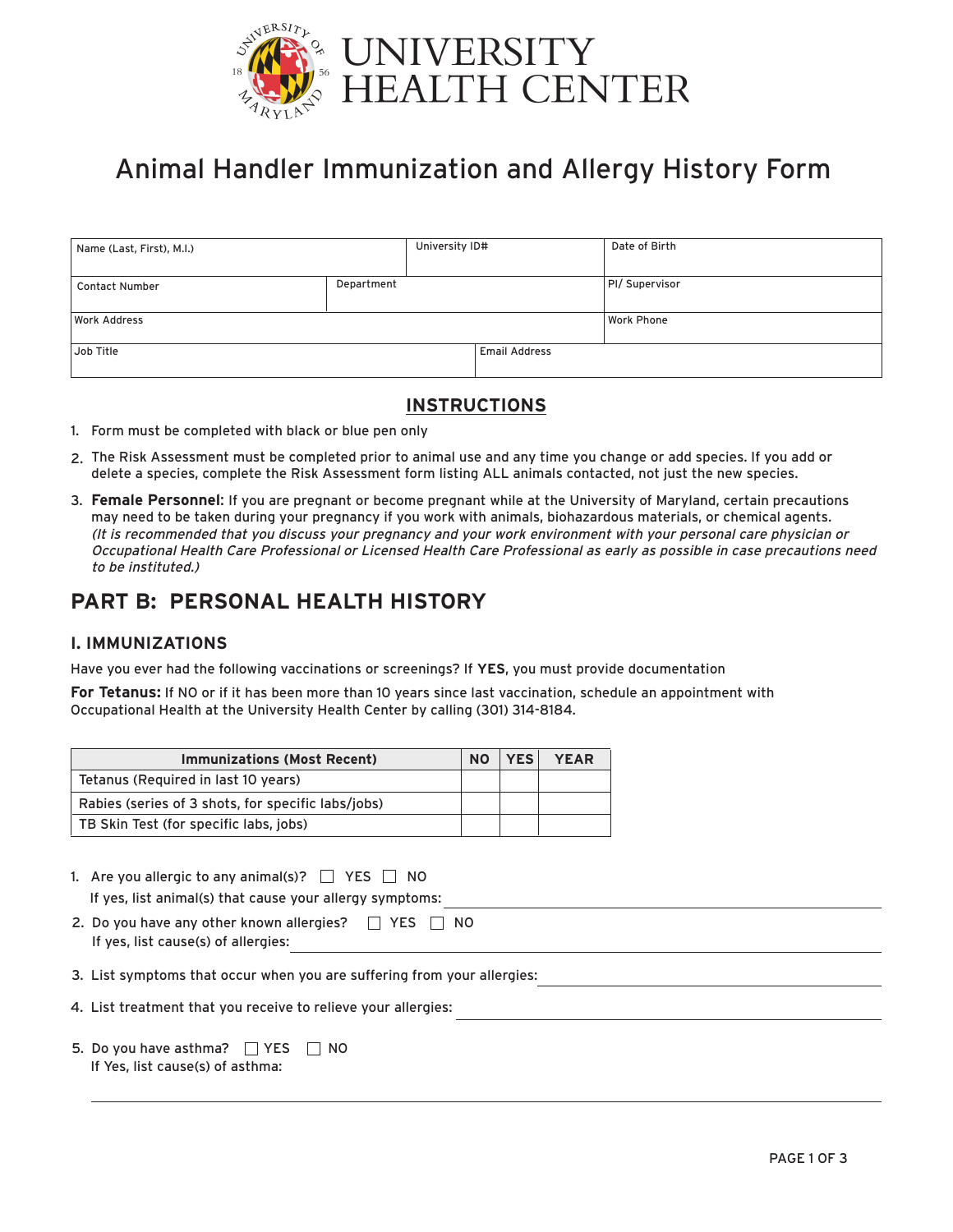# UNIVERSITY HEALTH CENTER

## Animal Handler Immunization and Allergy History Form

| Name (Last, First), M.I.) | | University ID# | Date of Birth |
|---|---|---|---|
| Contact Number | Department | | PI/ Supervisor |
| Work Address | | | Work Phone |
| Job Title | | Email Address | |

## INSTRUCTIONS

1. Form must be completed with black or blue pen only
2. The Risk Assessment must be completed prior to animal use and any time you change or add species. If you add or delete a species, complete the Risk Assessment form listing ALL animals contacted, not just the new species.
3. **Female Personnel:** If you are pregnant or become pregnant while at the University of Maryland, certain precautions may need to be taken during your pregnancy if you work with animals, biohazardous materials, or chemical agents. *(It is recommended that you discuss your pregnancy and your work environment with your personal care physician or Occupational Health Care Professional or Licensed Health Care Professional as early as possible in case precautions need to be instituted.)*

## PART B: PERSONAL HEALTH HISTORY

### I. IMMUNIZATIONS

Have you ever had the following vaccinations or screenings? If **YES**, you must provide documentation

**For Tetanus:** If NO or if it has been more than 10 years since last vaccination, schedule an appointment with Occupational Health at the University Health Center by calling (301) 314-8184.

| Immunizations (Most Recent) | NO | YES | YEAR |
|---|---|---|---|
| Tetanus (Required in last 10 years) | | | |
| Rabies (series of 3 shots, for specific labs/jobs) | | | |
| TB Skin Test (for specific labs, jobs) | | | |

1. Are you allergic to any animal(s)? ☐ YES ☐ NO
   If yes, list animal(s) that cause your allergy symptoms: ____________________
2. Do you have any other known allergies? ☐ YES ☐ NO
   If yes, list cause(s) of allergies: ____________________
3. List symptoms that occur when you are suffering from your allergies: ____________________
4. List treatment that you receive to relieve your allergies: ____________________
5. Do you have asthma? ☐ YES ☐ NO
   If Yes, list cause(s) of asthma:
   ____________________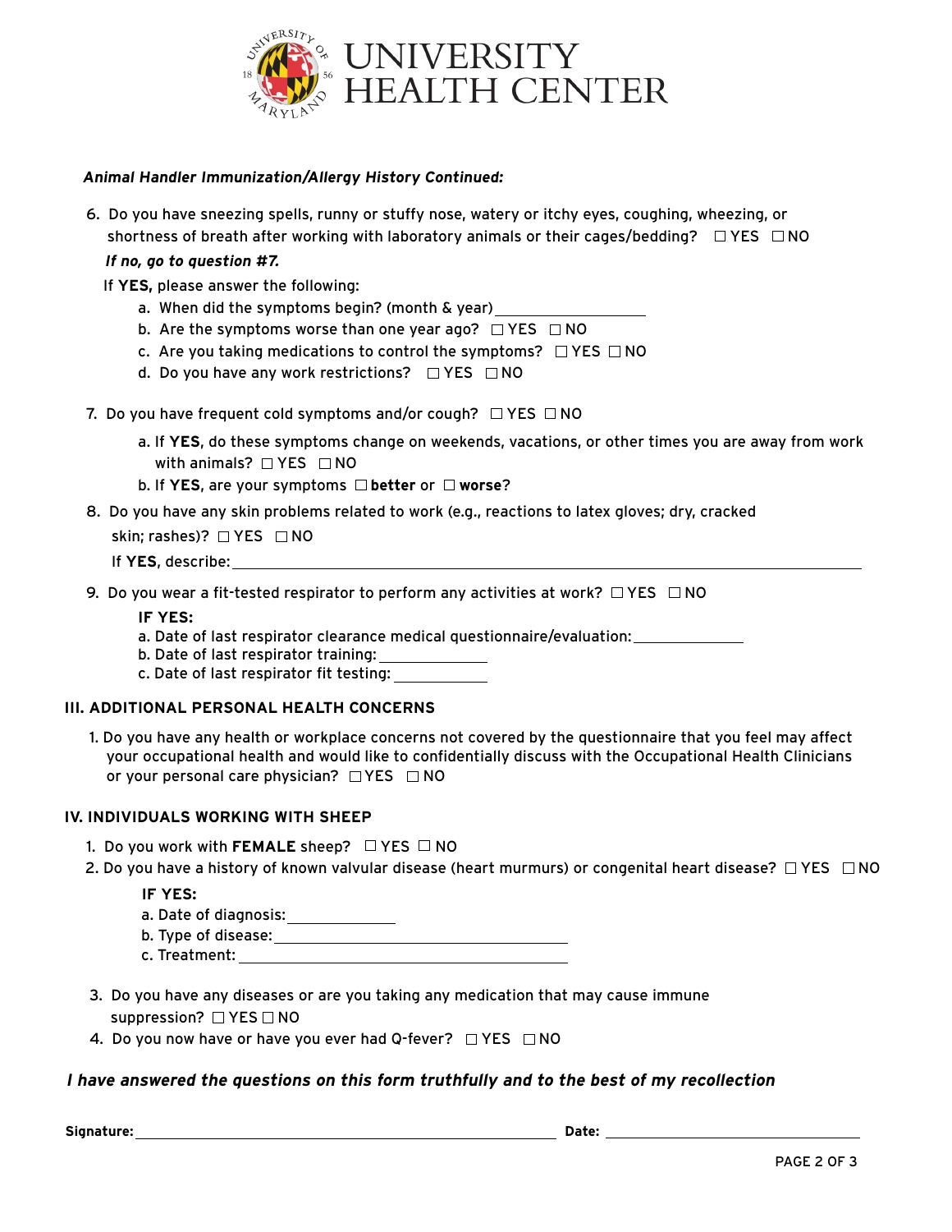**UNIVERSITY HEALTH CENTER**

***Animal Handler Immunization/Allergy History Continued:***

6. Do you have sneezing spells, runny or stuffy nose, watery or itchy eyes, coughing, wheezing, or shortness of breath after working with laboratory animals or their cages/bedding? ☐ YES ☐ NO

   ***If no, go to question #7.***

   If **YES,** please answer the following:

   a. When did the symptoms begin? (month & year) ____________________
   b. Are the symptoms worse than one year ago? ☐ YES ☐ NO
   c. Are you taking medications to control the symptoms? ☐ YES ☐ NO
   d. Do you have any work restrictions? ☐ YES ☐ NO

7. Do you have frequent cold symptoms and/or cough? ☐ YES ☐ NO

   a. If **YES**, do these symptoms change on weekends, vacations, or other times you are away from work with animals? ☐ YES ☐ NO
   b. If **YES**, are your symptoms ☐ **better** or ☐ **worse**?

8. Do you have any skin problems related to work (e.g., reactions to latex gloves; dry, cracked skin; rashes)? ☐ YES ☐ NO

   If **YES**, describe: ____________________________________________

9. Do you wear a fit-tested respirator to perform any activities at work? ☐ YES ☐ NO

   **IF YES:**

   a. Date of last respirator clearance medical questionnaire/evaluation: ______________
   b. Date of last respirator training: ______________
   c. Date of last respirator fit testing: ______________

### III. ADDITIONAL PERSONAL HEALTH CONCERNS

1. Do you have any health or workplace concerns not covered by the questionnaire that you feel may affect your occupational health and would like to confidentially discuss with the Occupational Health Clinicians or your personal care physician? ☐ YES ☐ NO

### IV. INDIVIDUALS WORKING WITH SHEEP

1. Do you work with **FEMALE** sheep? ☐ YES ☐ NO
2. Do you have a history of known valvular disease (heart murmurs) or congenital heart disease? ☐ YES ☐ NO

   **IF YES:**

   a. Date of diagnosis: ______________
   b. Type of disease: ______________________________
   c. Treatment: ______________________________

3. Do you have any diseases or are you taking any medication that may cause immune suppression? ☐ YES ☐ NO
4. Do you now have or have you ever had Q-fever? ☐ YES ☐ NO

***I have answered the questions on this form truthfully and to the best of my recollection***

**Signature:** ______________________________ **Date:** ______________________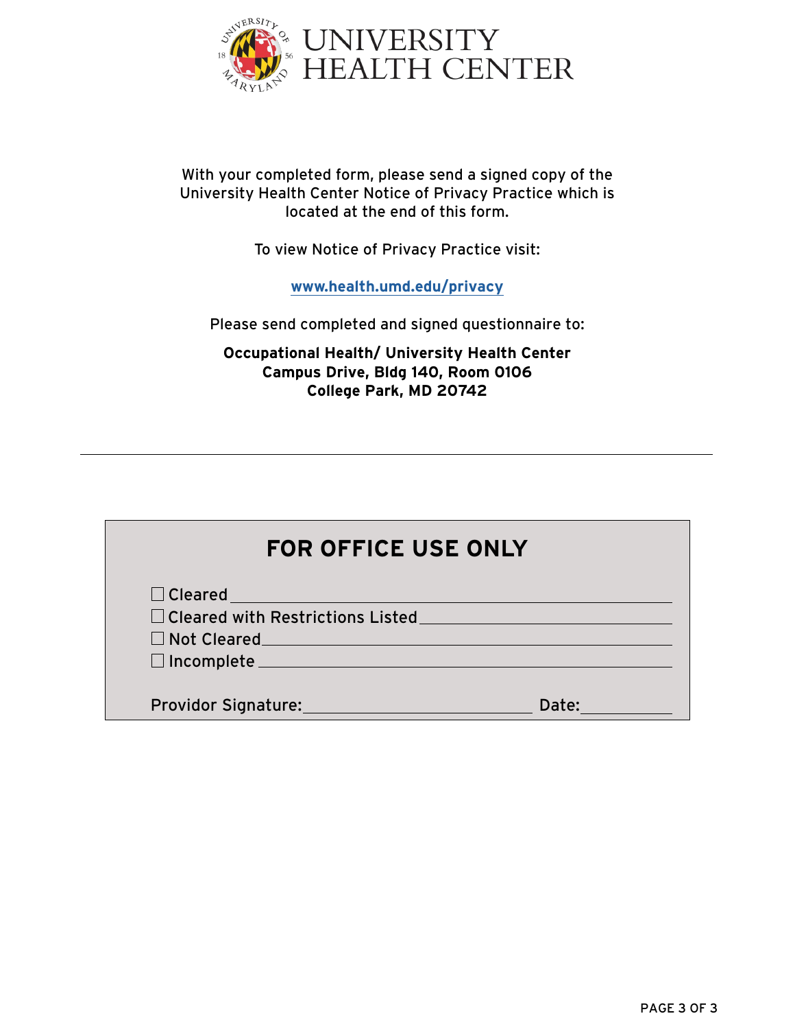# UNIVERSITY HEALTH CENTER

With your completed form, please send a signed copy of the University Health Center Notice of Privacy Practice which is located at the end of this form.

To view Notice of Privacy Practice visit:

**www.health.umd.edu/privacy**

Please send completed and signed questionnaire to:

**Occupational Health/ University Health Center**
**Campus Drive, Bldg 140, Room 0106**
**College Park, MD 20742**

---

## FOR OFFICE USE ONLY

☐ Cleared ______________________________

☐ Cleared with Restrictions Listed ______________________________

☐ Not Cleared ______________________________

☐ Incomplete ______________________________

Providor Signature: ______________________________ Date: ____________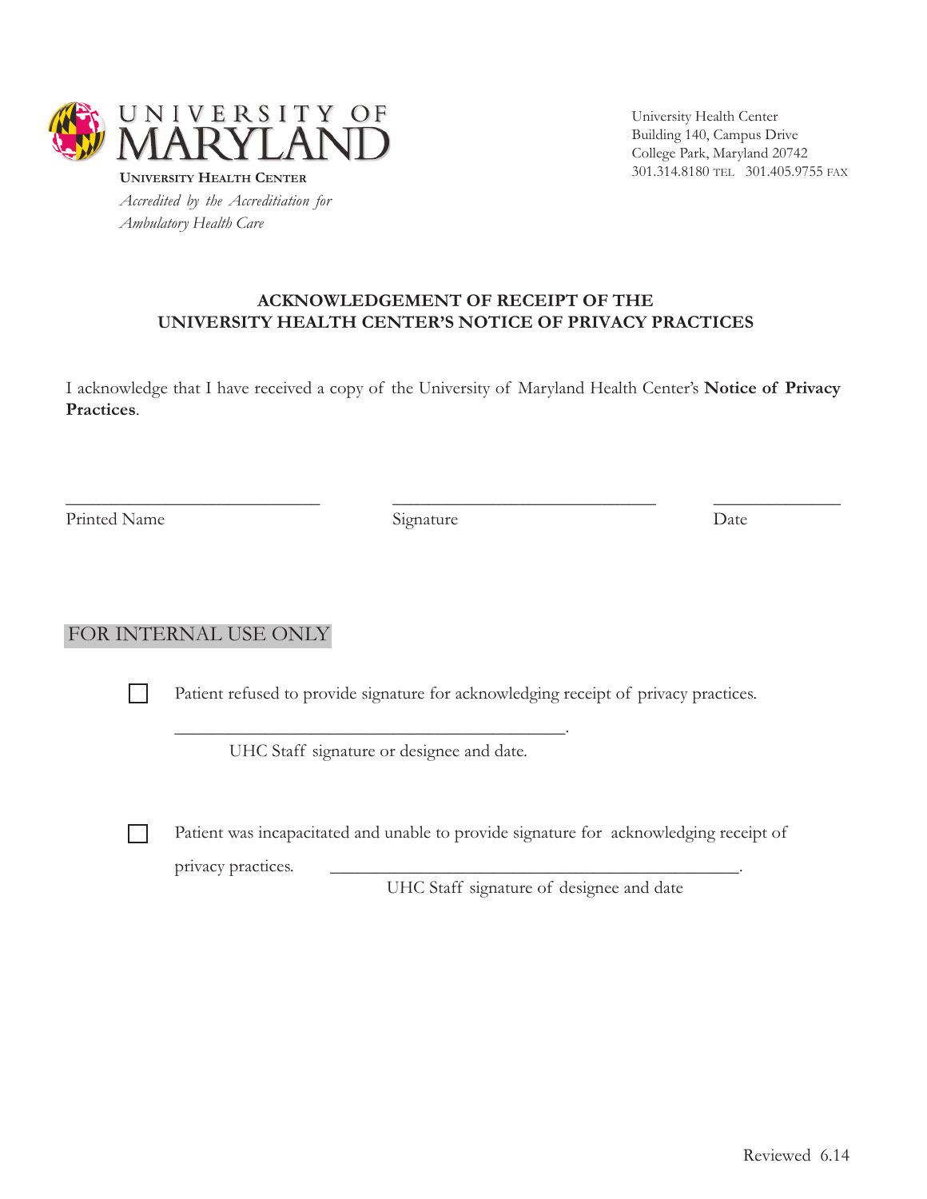UNIVERSITY OF MARYLAND

**UNIVERSITY HEALTH CENTER**

*Accredited by the Accreditation for Ambulatory Health Care*

University Health Center
Building 140, Campus Drive
College Park, Maryland 20742
301.314.8180 TEL 301.405.9755 FAX

## ACKNOWLEDGEMENT OF RECEIPT OF THE UNIVERSITY HEALTH CENTER'S NOTICE OF PRIVACY PRACTICES

I acknowledge that I have received a copy of the University of Maryland Health Center's **Notice of Privacy Practices**.

| ____________________________ | ____________________________ | ______________ |
|---|---|---|
| Printed Name | Signature | Date |

FOR INTERNAL USE ONLY

☐ Patient refused to provide signature for acknowledging receipt of privacy practices.

_____________________________________________.
UHC Staff signature or designee and date.

☐ Patient was incapacitated and unable to provide signature for acknowledging receipt of privacy practices. _____________________________________________.
UHC Staff signature of designee and date

Reviewed 6.14